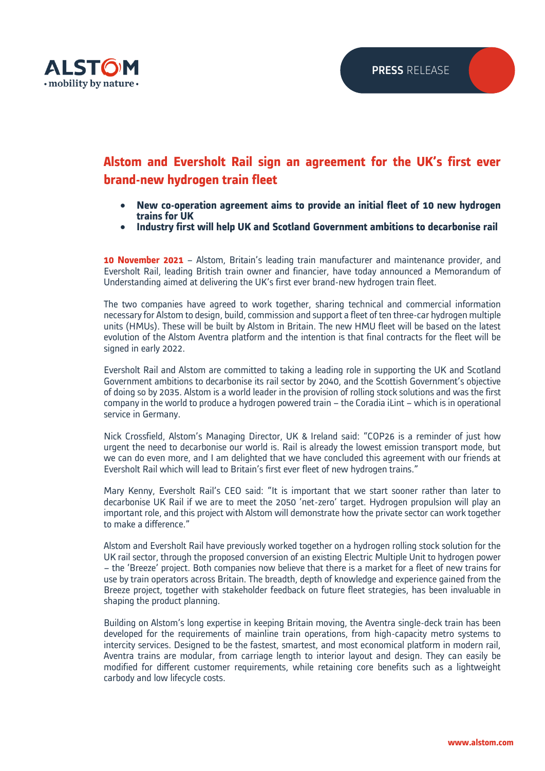**ALSTOM**
• mobility by nature •

**PRESS** RELEASE

# Alstom and Eversholt Rail sign an agreement for the UK's first ever brand-new hydrogen train fleet

- **New co-operation agreement aims to provide an initial fleet of 10 new hydrogen trains for UK**
- **Industry first will help UK and Scotland Government ambitions to decarbonise rail**

**10 November 2021** – Alstom, Britain's leading train manufacturer and maintenance provider, and Eversholt Rail, leading British train owner and financier, have today announced a Memorandum of Understanding aimed at delivering the UK's first ever brand-new hydrogen train fleet.

The two companies have agreed to work together, sharing technical and commercial information necessary for Alstom to design, build, commission and support a fleet of ten three-car hydrogen multiple units (HMUs). These will be built by Alstom in Britain. The new HMU fleet will be based on the latest evolution of the Alstom Aventra platform and the intention is that final contracts for the fleet will be signed in early 2022.

Eversholt Rail and Alstom are committed to taking a leading role in supporting the UK and Scotland Government ambitions to decarbonise its rail sector by 2040, and the Scottish Government's objective of doing so by 2035. Alstom is a world leader in the provision of rolling stock solutions and was the first company in the world to produce a hydrogen powered train – the Coradia iLint – which is in operational service in Germany.

Nick Crossfield, Alstom's Managing Director, UK & Ireland said: "COP26 is a reminder of just how urgent the need to decarbonise our world is. Rail is already the lowest emission transport mode, but we can do even more, and I am delighted that we have concluded this agreement with our friends at Eversholt Rail which will lead to Britain's first ever fleet of new hydrogen trains."

Mary Kenny, Eversholt Rail's CEO said: "It is important that we start sooner rather than later to decarbonise UK Rail if we are to meet the 2050 'net-zero' target. Hydrogen propulsion will play an important role, and this project with Alstom will demonstrate how the private sector can work together to make a difference."

Alstom and Eversholt Rail have previously worked together on a hydrogen rolling stock solution for the UK rail sector, through the proposed conversion of an existing Electric Multiple Unit to hydrogen power – the 'Breeze' project. Both companies now believe that there is a market for a fleet of new trains for use by train operators across Britain. The breadth, depth of knowledge and experience gained from the Breeze project, together with stakeholder feedback on future fleet strategies, has been invaluable in shaping the product planning.

Building on Alstom's long expertise in keeping Britain moving, the Aventra single-deck train has been developed for the requirements of mainline train operations, from high-capacity metro systems to intercity services. Designed to be the fastest, smartest, and most economical platform in modern rail, Aventra trains are modular, from carriage length to interior layout and design. They can easily be modified for different customer requirements, while retaining core benefits such as a lightweight carbody and low lifecycle costs.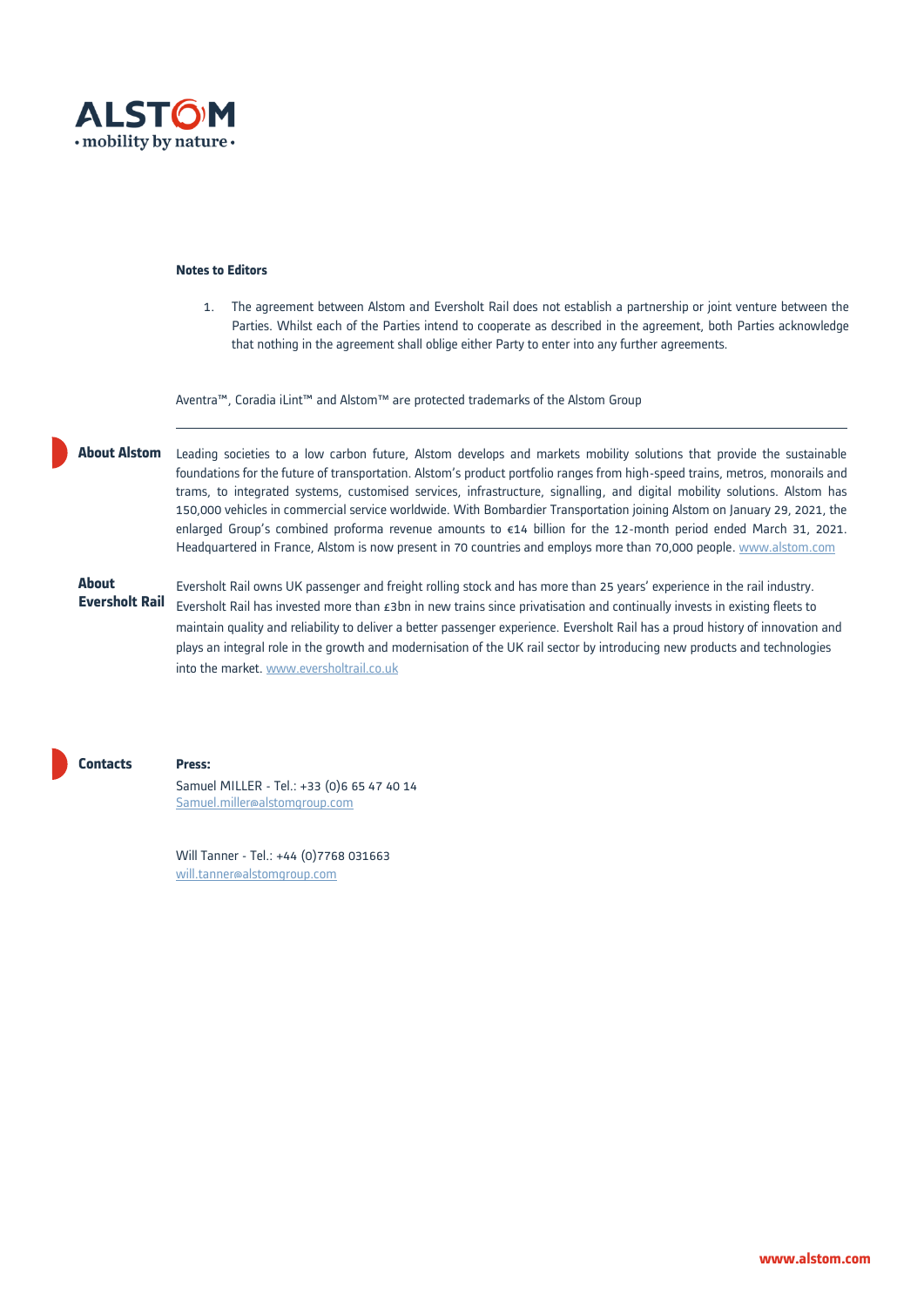**Notes to Editors**

1. The agreement between Alstom and Eversholt Rail does not establish a partnership or joint venture between the Parties. Whilst each of the Parties intend to cooperate as described in the agreement, both Parties acknowledge that nothing in the agreement shall oblige either Party to enter into any further agreements.

Aventra™, Coradia iLint™ and Alstom™ are protected trademarks of the Alstom Group

---

**About Alstom**

Leading societies to a low carbon future, Alstom develops and markets mobility solutions that provide the sustainable foundations for the future of transportation. Alstom's product portfolio ranges from high-speed trains, metros, monorails and trams, to integrated systems, customised services, infrastructure, signalling, and digital mobility solutions. Alstom has 150,000 vehicles in commercial service worldwide. With Bombardier Transportation joining Alstom on January 29, 2021, the enlarged Group's combined proforma revenue amounts to €14 billion for the 12-month period ended March 31, 2021. Headquartered in France, Alstom is now present in 70 countries and employs more than 70,000 people. www.alstom.com

**About Eversholt Rail**

Eversholt Rail owns UK passenger and freight rolling stock and has more than 25 years' experience in the rail industry. Eversholt Rail has invested more than £3bn in new trains since privatisation and continually invests in existing fleets to maintain quality and reliability to deliver a better passenger experience. Eversholt Rail has a proud history of innovation and plays an integral role in the growth and modernisation of the UK rail sector by introducing new products and technologies into the market. www.eversholtrail.co.uk

**Contacts**

**Press:**

Samuel MILLER - Tel.: +33 (0)6 65 47 40 14
Samuel.miller@alstomgroup.com

Will Tanner - Tel.: +44 (0)7768 031663
will.tanner@alstomgroup.com